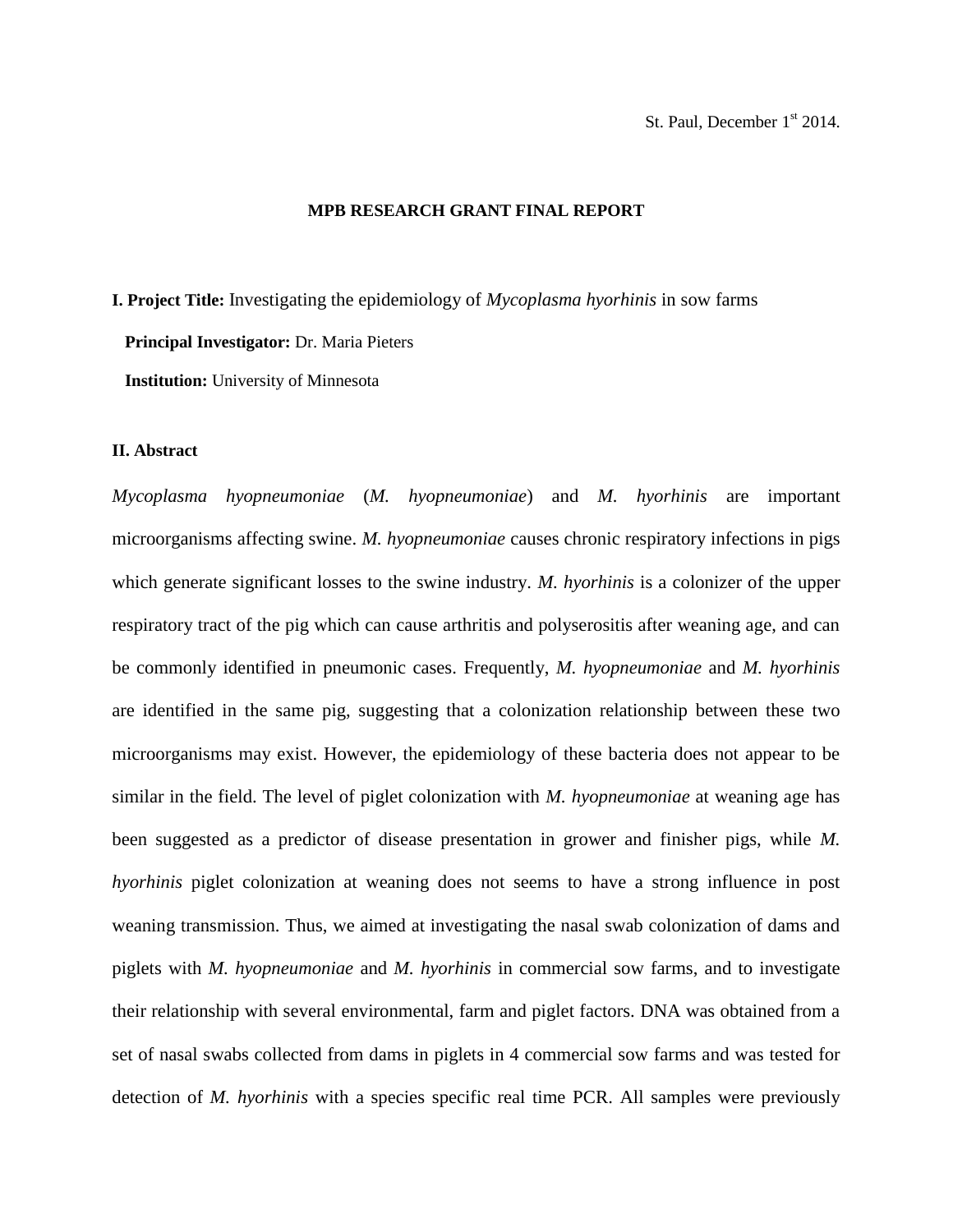St. Paul, December 1st 2014.

**MPB RESEARCH GRANT FINAL REPORT**

**I. Project Title:** Investigating the epidemiology of *Mycoplasma hyorhinis* in sow farms

**Principal Investigator:** Dr. Maria Pieters

**Institution:** University of Minnesota

**II. Abstract**

*Mycoplasma hyopneumoniae* (*M. hyopneumoniae*) and *M. hyorhinis* are important microorganisms affecting swine. *M. hyopneumoniae* causes chronic respiratory infections in pigs which generate significant losses to the swine industry. *M. hyorhinis* is a colonizer of the upper respiratory tract of the pig which can cause arthritis and polyserositis after weaning age, and can be commonly identified in pneumonic cases. Frequently, *M. hyopneumoniae* and *M. hyorhinis* are identified in the same pig, suggesting that a colonization relationship between these two microorganisms may exist. However, the epidemiology of these bacteria does not appear to be similar in the field. The level of piglet colonization with *M. hyopneumoniae* at weaning age has been suggested as a predictor of disease presentation in grower and finisher pigs, while *M. hyorhinis* piglet colonization at weaning does not seems to have a strong influence in post weaning transmission. Thus, we aimed at investigating the nasal swab colonization of dams and piglets with *M. hyopneumoniae* and *M. hyorhinis* in commercial sow farms, and to investigate their relationship with several environmental, farm and piglet factors. DNA was obtained from a set of nasal swabs collected from dams in piglets in 4 commercial sow farms and was tested for detection of *M. hyorhinis* with a species specific real time PCR. All samples were previously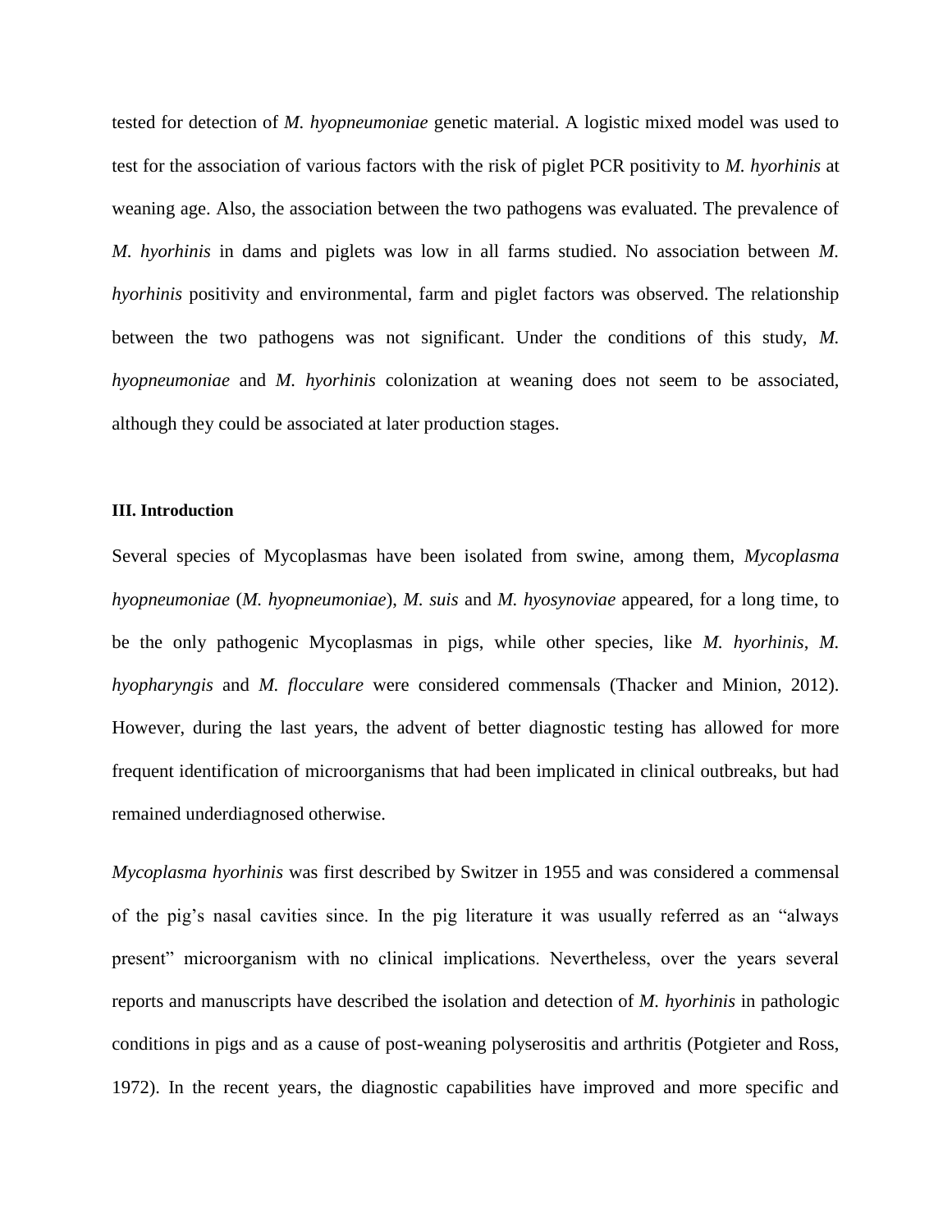tested for detection of *M. hyopneumoniae* genetic material. A logistic mixed model was used to test for the association of various factors with the risk of piglet PCR positivity to *M. hyorhinis* at weaning age. Also, the association between the two pathogens was evaluated. The prevalence of *M. hyorhinis* in dams and piglets was low in all farms studied. No association between *M. hyorhinis* positivity and environmental, farm and piglet factors was observed. The relationship between the two pathogens was not significant. Under the conditions of this study, *M. hyopneumoniae* and *M. hyorhinis* colonization at weaning does not seem to be associated, although they could be associated at later production stages.

**III. Introduction**

Several species of Mycoplasmas have been isolated from swine, among them, *Mycoplasma hyopneumoniae* (*M. hyopneumoniae*), *M. suis* and *M. hyosynoviae* appeared, for a long time, to be the only pathogenic Mycoplasmas in pigs, while other species, like *M. hyorhinis*, *M. hyopharyngis* and *M. flocculare* were considered commensals (Thacker and Minion, 2012). However, during the last years, the advent of better diagnostic testing has allowed for more frequent identification of microorganisms that had been implicated in clinical outbreaks, but had remained underdiagnosed otherwise.

*Mycoplasma hyorhinis* was first described by Switzer in 1955 and was considered a commensal of the pig's nasal cavities since. In the pig literature it was usually referred as an "always present" microorganism with no clinical implications. Nevertheless, over the years several reports and manuscripts have described the isolation and detection of *M. hyorhinis* in pathologic conditions in pigs and as a cause of post-weaning polyserositis and arthritis (Potgieter and Ross, 1972). In the recent years, the diagnostic capabilities have improved and more specific and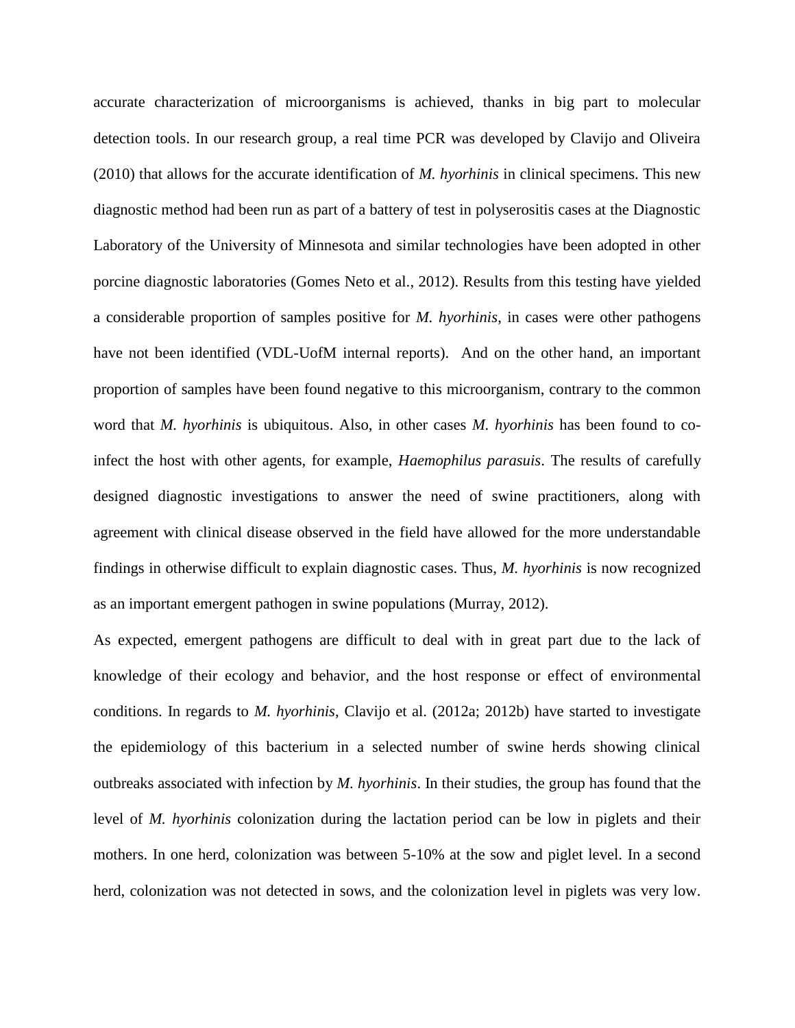accurate characterization of microorganisms is achieved, thanks in big part to molecular detection tools. In our research group, a real time PCR was developed by Clavijo and Oliveira (2010) that allows for the accurate identification of *M. hyorhinis* in clinical specimens. This new diagnostic method had been run as part of a battery of test in polyserositis cases at the Diagnostic Laboratory of the University of Minnesota and similar technologies have been adopted in other porcine diagnostic laboratories (Gomes Neto et al., 2012). Results from this testing have yielded a considerable proportion of samples positive for *M. hyorhinis*, in cases were other pathogens have not been identified (VDL-UofM internal reports). And on the other hand, an important proportion of samples have been found negative to this microorganism, contrary to the common word that *M. hyorhinis* is ubiquitous. Also, in other cases *M. hyorhinis* has been found to co-infect the host with other agents, for example, *Haemophilus parasuis*. The results of carefully designed diagnostic investigations to answer the need of swine practitioners, along with agreement with clinical disease observed in the field have allowed for the more understandable findings in otherwise difficult to explain diagnostic cases. Thus, *M. hyorhinis* is now recognized as an important emergent pathogen in swine populations (Murray, 2012).

As expected, emergent pathogens are difficult to deal with in great part due to the lack of knowledge of their ecology and behavior, and the host response or effect of environmental conditions. In regards to *M. hyorhinis*, Clavijo et al. (2012a; 2012b) have started to investigate the epidemiology of this bacterium in a selected number of swine herds showing clinical outbreaks associated with infection by *M. hyorhinis*. In their studies, the group has found that the level of *M. hyorhinis* colonization during the lactation period can be low in piglets and their mothers. In one herd, colonization was between 5-10% at the sow and piglet level. In a second herd, colonization was not detected in sows, and the colonization level in piglets was very low.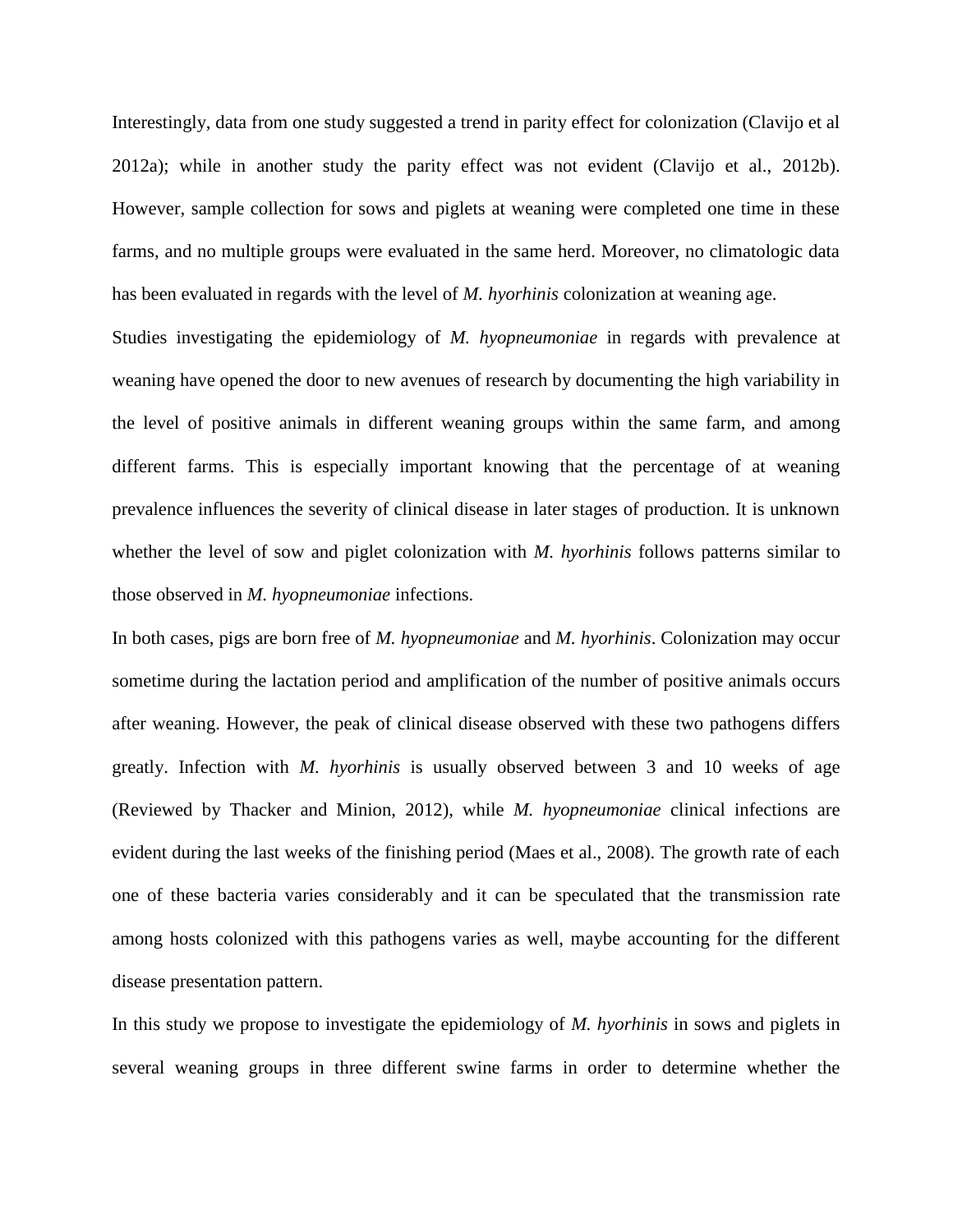Interestingly, data from one study suggested a trend in parity effect for colonization (Clavijo et al 2012a); while in another study the parity effect was not evident (Clavijo et al., 2012b). However, sample collection for sows and piglets at weaning were completed one time in these farms, and no multiple groups were evaluated in the same herd. Moreover, no climatologic data has been evaluated in regards with the level of *M. hyorhinis* colonization at weaning age.

Studies investigating the epidemiology of *M. hyopneumoniae* in regards with prevalence at weaning have opened the door to new avenues of research by documenting the high variability in the level of positive animals in different weaning groups within the same farm, and among different farms. This is especially important knowing that the percentage of at weaning prevalence influences the severity of clinical disease in later stages of production. It is unknown whether the level of sow and piglet colonization with *M. hyorhinis* follows patterns similar to those observed in *M. hyopneumoniae* infections.

In both cases, pigs are born free of *M. hyopneumoniae* and *M. hyorhinis*. Colonization may occur sometime during the lactation period and amplification of the number of positive animals occurs after weaning. However, the peak of clinical disease observed with these two pathogens differs greatly. Infection with *M. hyorhinis* is usually observed between 3 and 10 weeks of age (Reviewed by Thacker and Minion, 2012), while *M. hyopneumoniae* clinical infections are evident during the last weeks of the finishing period (Maes et al., 2008). The growth rate of each one of these bacteria varies considerably and it can be speculated that the transmission rate among hosts colonized with this pathogens varies as well, maybe accounting for the different disease presentation pattern.

In this study we propose to investigate the epidemiology of *M. hyorhinis* in sows and piglets in several weaning groups in three different swine farms in order to determine whether the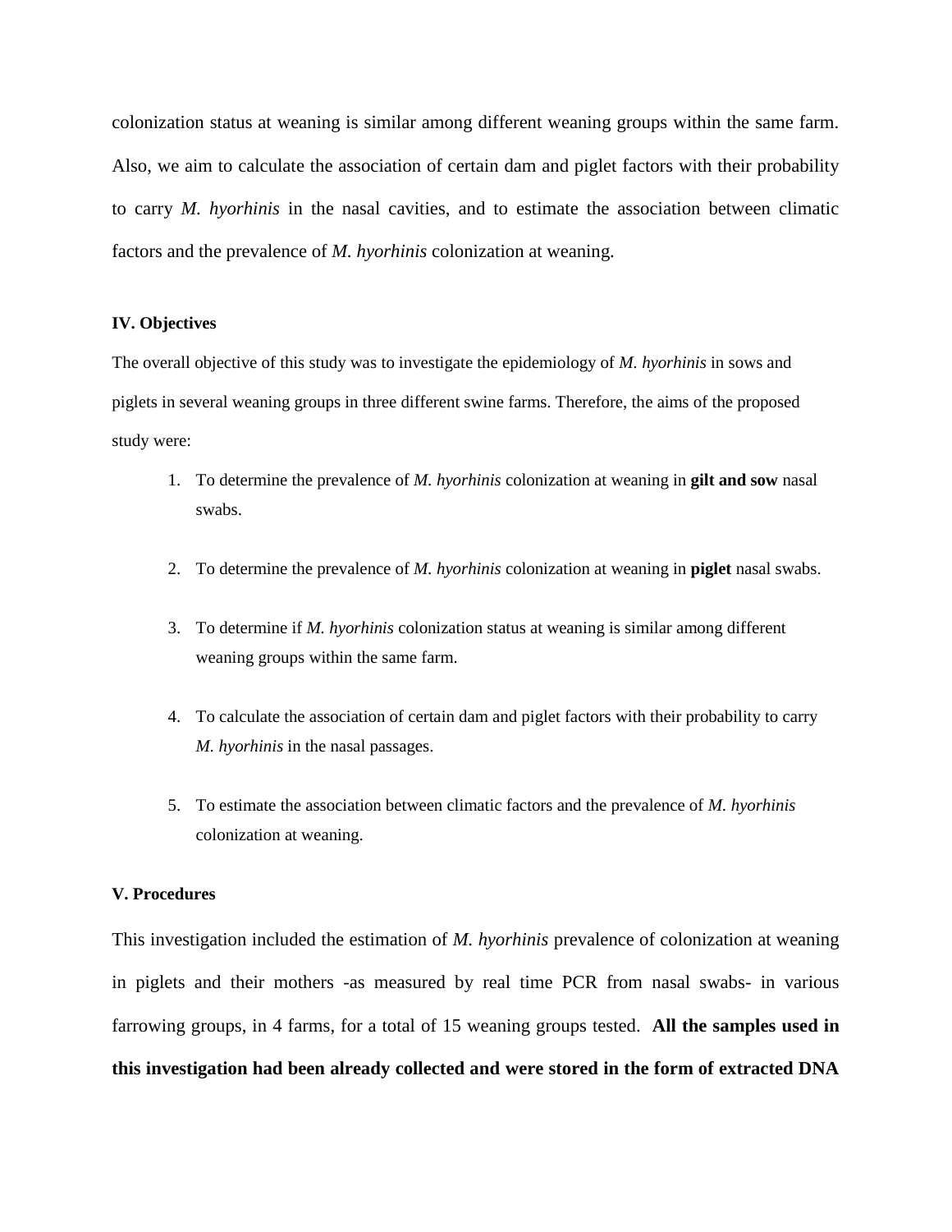colonization status at weaning is similar among different weaning groups within the same farm. Also, we aim to calculate the association of certain dam and piglet factors with their probability to carry *M. hyorhinis* in the nasal cavities, and to estimate the association between climatic factors and the prevalence of *M. hyorhinis* colonization at weaning.

### IV. Objectives

The overall objective of this study was to investigate the epidemiology of *M. hyorhinis* in sows and piglets in several weaning groups in three different swine farms. Therefore, the aims of the proposed study were:

1. To determine the prevalence of *M. hyorhinis* colonization at weaning in **gilt and sow** nasal swabs.

2. To determine the prevalence of *M. hyorhinis* colonization at weaning in **piglet** nasal swabs.

3. To determine if *M. hyorhinis* colonization status at weaning is similar among different weaning groups within the same farm.

4. To calculate the association of certain dam and piglet factors with their probability to carry *M. hyorhinis* in the nasal passages.

5. To estimate the association between climatic factors and the prevalence of *M. hyorhinis* colonization at weaning.

### V. Procedures

This investigation included the estimation of *M. hyorhinis* prevalence of colonization at weaning in piglets and their mothers -as measured by real time PCR from nasal swabs- in various farrowing groups, in 4 farms, for a total of 15 weaning groups tested. **All the samples used in this investigation had been already collected and were stored in the form of extracted DNA**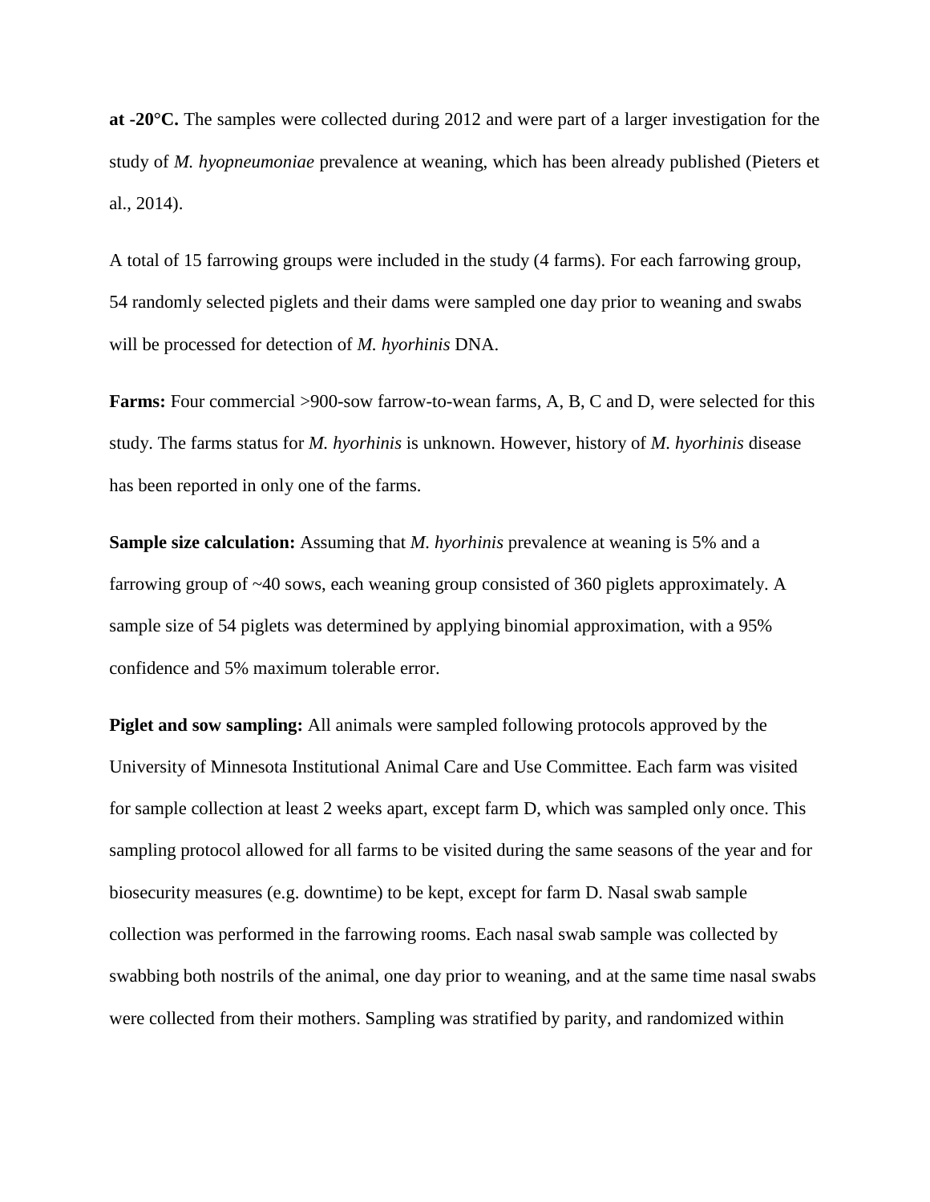**at -20°C.** The samples were collected during 2012 and were part of a larger investigation for the study of *M. hyopneumoniae* prevalence at weaning, which has been already published (Pieters et al., 2014).

A total of 15 farrowing groups were included in the study (4 farms). For each farrowing group, 54 randomly selected piglets and their dams were sampled one day prior to weaning and swabs will be processed for detection of *M. hyorhinis* DNA.

**Farms:** Four commercial >900-sow farrow-to-wean farms, A, B, C and D, were selected for this study. The farms status for *M. hyorhinis* is unknown. However, history of *M. hyorhinis* disease has been reported in only one of the farms.

**Sample size calculation:** Assuming that *M. hyorhinis* prevalence at weaning is 5% and a farrowing group of ~40 sows, each weaning group consisted of 360 piglets approximately. A sample size of 54 piglets was determined by applying binomial approximation, with a 95% confidence and 5% maximum tolerable error.

**Piglet and sow sampling:** All animals were sampled following protocols approved by the University of Minnesota Institutional Animal Care and Use Committee. Each farm was visited for sample collection at least 2 weeks apart, except farm D, which was sampled only once. This sampling protocol allowed for all farms to be visited during the same seasons of the year and for biosecurity measures (e.g. downtime) to be kept, except for farm D. Nasal swab sample collection was performed in the farrowing rooms. Each nasal swab sample was collected by swabbing both nostrils of the animal, one day prior to weaning, and at the same time nasal swabs were collected from their mothers. Sampling was stratified by parity, and randomized within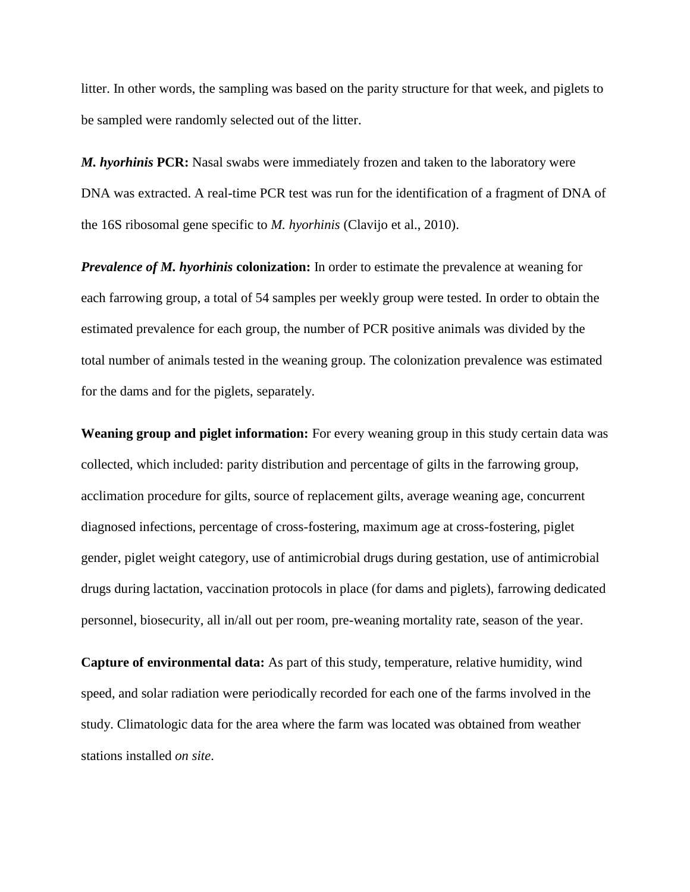litter. In other words, the sampling was based on the parity structure for that week, and piglets to be sampled were randomly selected out of the litter.

***M. hyorhinis* PCR:** Nasal swabs were immediately frozen and taken to the laboratory were DNA was extracted. A real-time PCR test was run for the identification of a fragment of DNA of the 16S ribosomal gene specific to *M. hyorhinis* (Clavijo et al., 2010).

***Prevalence of M. hyorhinis* colonization:** In order to estimate the prevalence at weaning for each farrowing group, a total of 54 samples per weekly group were tested. In order to obtain the estimated prevalence for each group, the number of PCR positive animals was divided by the total number of animals tested in the weaning group. The colonization prevalence was estimated for the dams and for the piglets, separately.

**Weaning group and piglet information:** For every weaning group in this study certain data was collected, which included: parity distribution and percentage of gilts in the farrowing group, acclimation procedure for gilts, source of replacement gilts, average weaning age, concurrent diagnosed infections, percentage of cross-fostering, maximum age at cross-fostering, piglet gender, piglet weight category, use of antimicrobial drugs during gestation, use of antimicrobial drugs during lactation, vaccination protocols in place (for dams and piglets), farrowing dedicated personnel, biosecurity, all in/all out per room, pre-weaning mortality rate, season of the year.

**Capture of environmental data:** As part of this study, temperature, relative humidity, wind speed, and solar radiation were periodically recorded for each one of the farms involved in the study. Climatologic data for the area where the farm was located was obtained from weather stations installed *on site*.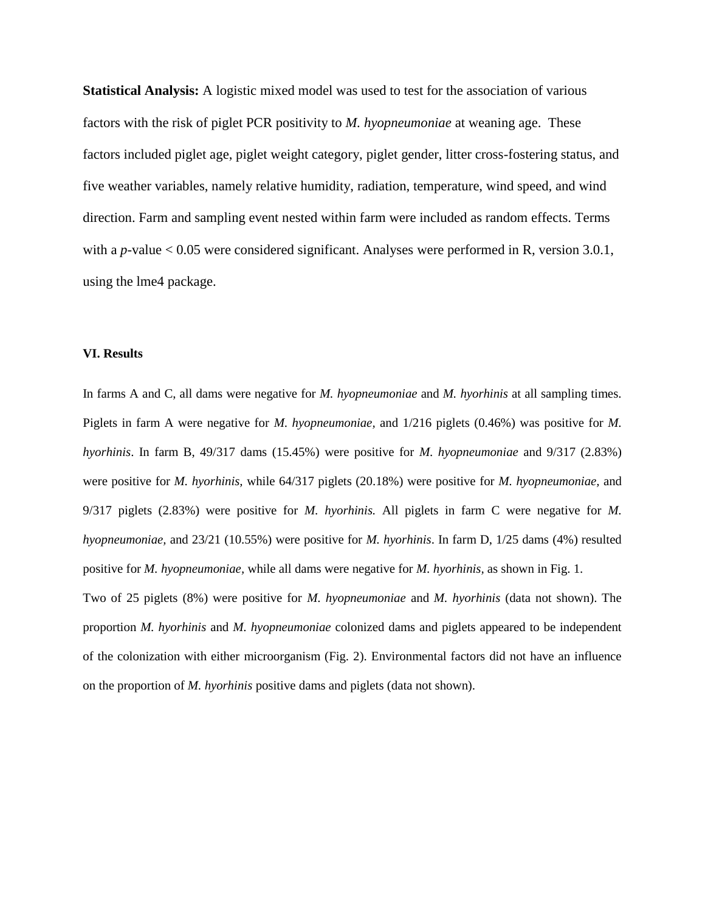**Statistical Analysis:** A logistic mixed model was used to test for the association of various factors with the risk of piglet PCR positivity to *M. hyopneumoniae* at weaning age. These factors included piglet age, piglet weight category, piglet gender, litter cross-fostering status, and five weather variables, namely relative humidity, radiation, temperature, wind speed, and wind direction. Farm and sampling event nested within farm were included as random effects. Terms with a *p*-value < 0.05 were considered significant. Analyses were performed in R, version 3.0.1, using the lme4 package.

### VI. Results

In farms A and C, all dams were negative for *M. hyopneumoniae* and *M. hyorhinis* at all sampling times. Piglets in farm A were negative for *M. hyopneumoniae,* and 1/216 piglets (0.46%) was positive for *M. hyorhinis*. In farm B, 49/317 dams (15.45%) were positive for *M. hyopneumoniae* and 9/317 (2.83%) were positive for *M. hyorhinis,* while 64/317 piglets (20.18%) were positive for *M. hyopneumoniae,* and 9/317 piglets (2.83%) were positive for *M. hyorhinis.* All piglets in farm C were negative for *M. hyopneumoniae,* and 23/21 (10.55%) were positive for *M. hyorhinis*. In farm D, 1/25 dams (4%) resulted positive for *M. hyopneumoniae,* while all dams were negative for *M. hyorhinis,* as shown in Fig. 1.

Two of 25 piglets (8%) were positive for *M. hyopneumoniae* and *M. hyorhinis* (data not shown). The proportion *M. hyorhinis* and *M. hyopneumoniae* colonized dams and piglets appeared to be independent of the colonization with either microorganism (Fig. 2). Environmental factors did not have an influence on the proportion of *M. hyorhinis* positive dams and piglets (data not shown).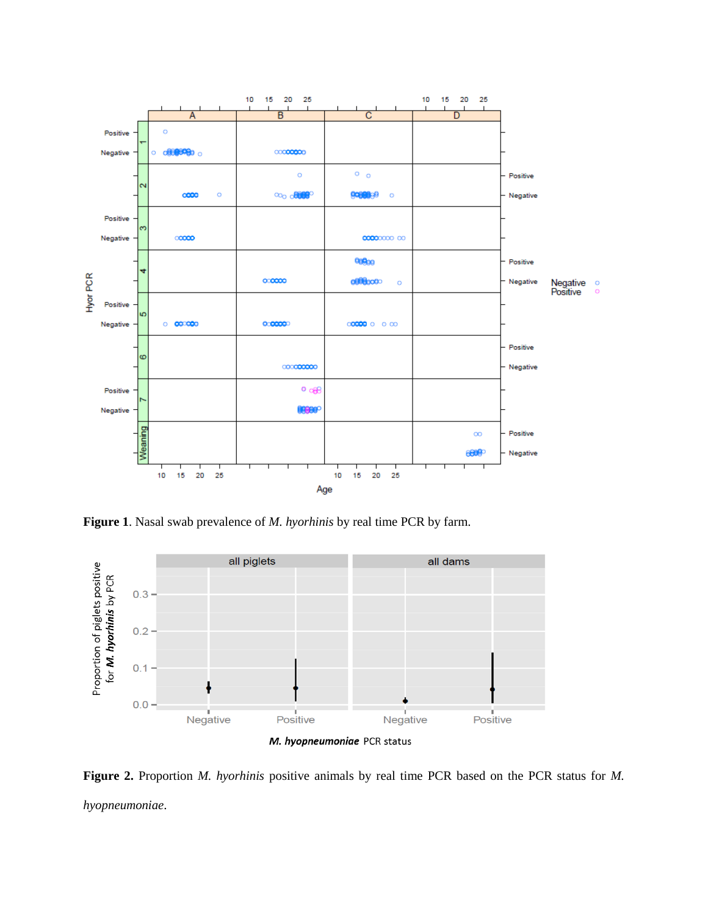**Figure 1**. Nasal swab prevalence of *M. hyorhinis* by real time PCR by farm.

**Figure 2.** Proportion *M. hyorhinis* positive animals by real time PCR based on the PCR status for *M. hyopneumoniae*.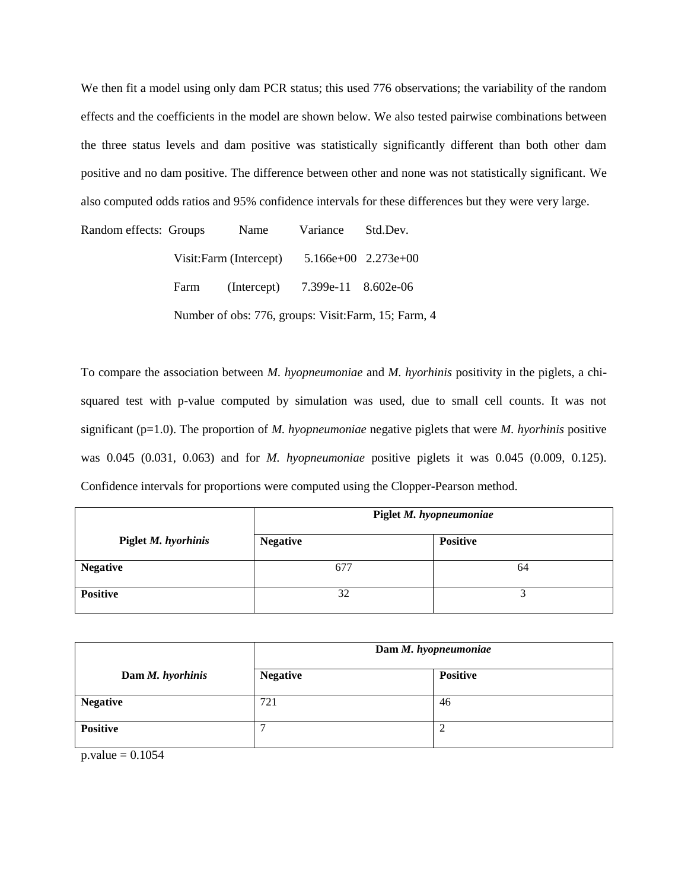We then fit a model using only dam PCR status; this used 776 observations; the variability of the random effects and the coefficients in the model are shown below. We also tested pairwise combinations between the three status levels and dam positive was statistically significantly different than both other dam positive and no dam positive. The difference between other and none was not statistically significant. We also computed odds ratios and 95% confidence intervals for these differences but they were very large.

```
Random effects:  Groups        Name          Variance     Std.Dev.
                 Visit:Farm (Intercept)      5.166e+00   2.273e+00
                 Farm       (Intercept)      7.399e-11   8.602e-06
                 Number of obs: 776, groups: Visit:Farm, 15; Farm, 4
```

To compare the association between *M. hyopneumoniae* and *M. hyorhinis* positivity in the piglets, a chi-squared test with p-value computed by simulation was used, due to small cell counts. It was not significant (p=1.0). The proportion of *M. hyopneumoniae* negative piglets that were *M. hyorhinis* positive was 0.045 (0.031, 0.063) and for *M. hyopneumoniae* positive piglets it was 0.045 (0.009, 0.125). Confidence intervals for proportions were computed using the Clopper-Pearson method.

| | **Piglet *M. hyopneumoniae*** | |
|---|---|---|
| **Piglet *M. hyorhinis*** | **Negative** | **Positive** |
| **Negative** | 677 | 64 |
| **Positive** | 32 | 3 |

| | **Dam *M. hyopneumoniae*** | |
|---|---|---|
| **Dam *M. hyorhinis*** | **Negative** | **Positive** |
| **Negative** | 721 | 46 |
| **Positive** | 7 | 2 |

p.value = 0.1054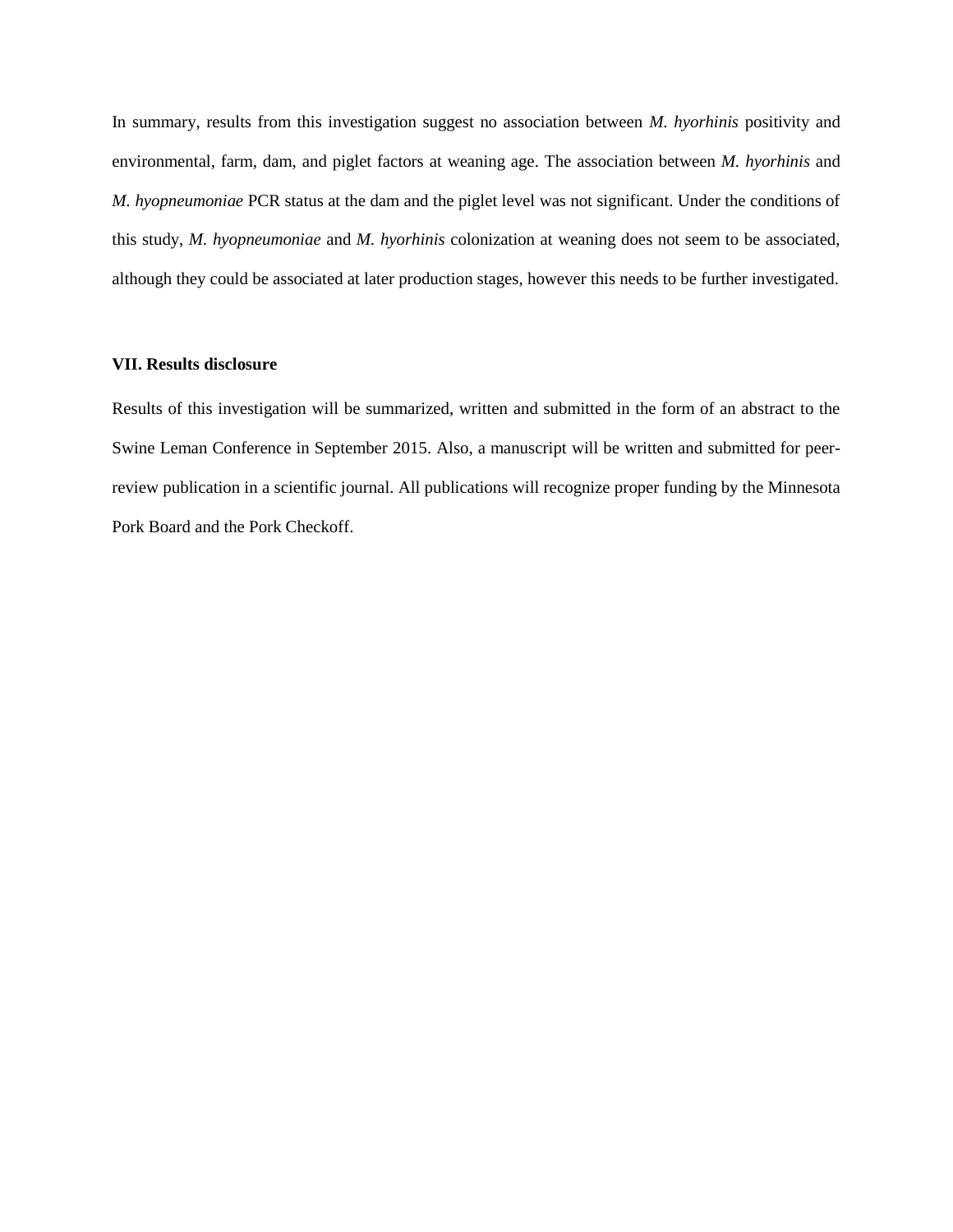In summary, results from this investigation suggest no association between *M. hyorhinis* positivity and environmental, farm, dam, and piglet factors at weaning age. The association between *M. hyorhinis* and *M. hyopneumoniae* PCR status at the dam and the piglet level was not significant. Under the conditions of this study, *M. hyopneumoniae* and *M. hyorhinis* colonization at weaning does not seem to be associated, although they could be associated at later production stages, however this needs to be further investigated.

## VII. Results disclosure

Results of this investigation will be summarized, written and submitted in the form of an abstract to the Swine Leman Conference in September 2015. Also, a manuscript will be written and submitted for peer-review publication in a scientific journal. All publications will recognize proper funding by the Minnesota Pork Board and the Pork Checkoff.